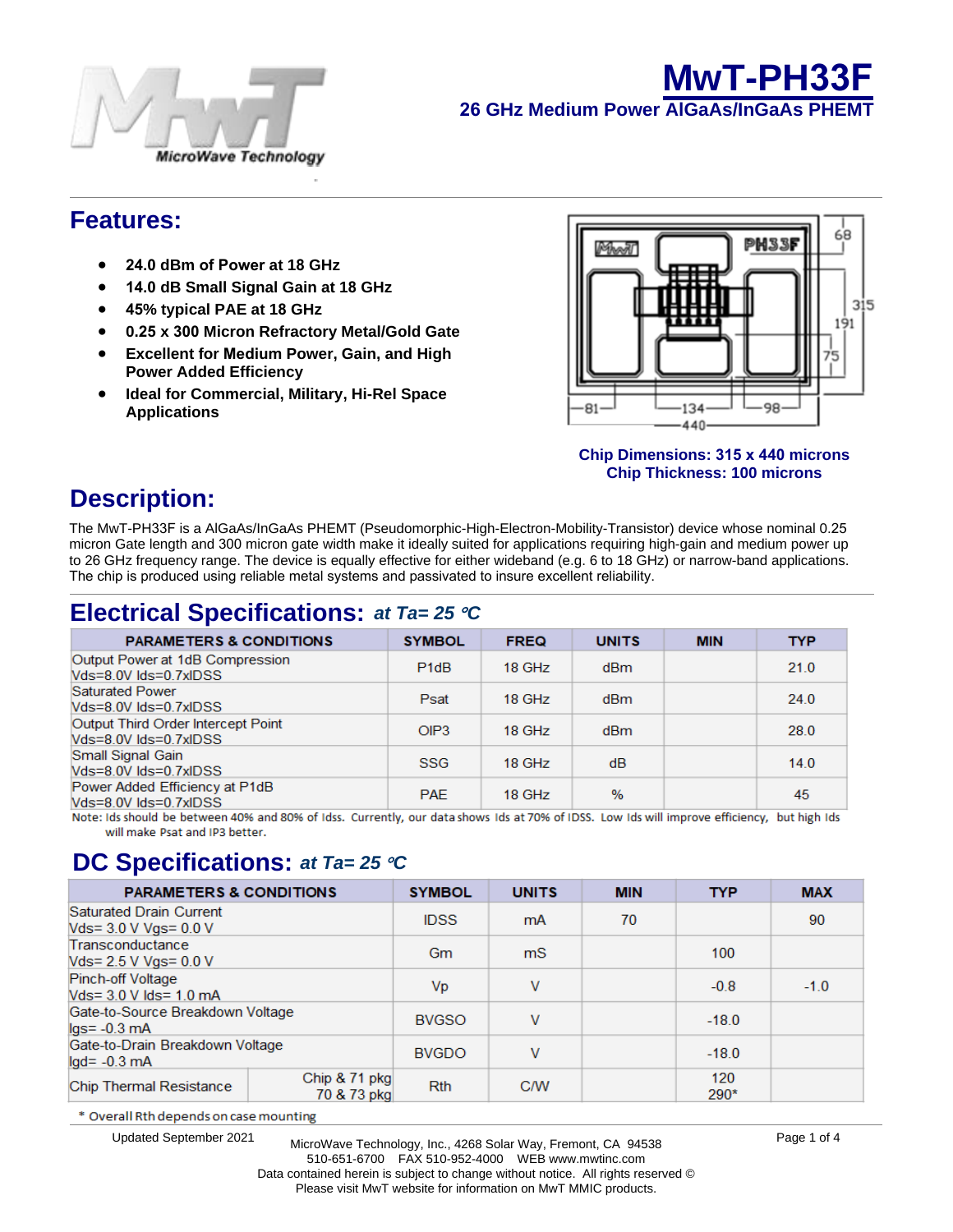# MwT-PH33F

## 26 GHz Medium Power AlGaAs/InGaAs PHEMT

## Features:

- **24.0 dBm of Power at 18 GHz**
- **14.0 dB Small Signal Gain at 18 GHz**
- **45% typical PAE at 18 GHz**
- **0.25 x 300 Micron Refractory Metal/Gold Gate**
- **Excellent for Medium Power, Gain, and High Power Added Efficiency**
- **Ideal for Commercial, Military, Hi-Rel Space Applications**

**Chip Dimensions: 315 x 440 microns**
**Chip Thickness: 100 microns**

## Description:

The MwT-PH33F is a AlGaAs/InGaAs PHEMT (Pseudomorphic-High-Electron-Mobility-Transistor) device whose nominal 0.25 micron Gate length and 300 micron gate width make it ideally suited for applications requiring high-gain and medium power up to 26 GHz frequency range. The device is equally effective for either wideband (e.g. 6 to 18 GHz) or narrow-band applications. The chip is produced using reliable metal systems and passivated to insure excellent reliability.

## Electrical Specifications: *at Ta= 25 °C*

| PARAMETERS & CONDITIONS | SYMBOL | FREQ | UNITS | MIN | TYP |
|---|---|---|---|---|---|
| Output Power at 1dB Compression Vds=8.0V Ids=0.7xIDSS | P1dB | 18 GHz | dBm | | 21.0 |
| Saturated Power Vds=8.0V Ids=0.7xIDSS | Psat | 18 GHz | dBm | | 24.0 |
| Output Third Order Intercept Point Vds=8.0V Ids=0.7xIDSS | OIP3 | 18 GHz | dBm | | 28.0 |
| Small Signal Gain Vds=8.0V Ids=0.7xIDSS | SSG | 18 GHz | dB | | 14.0 |
| Power Added Efficiency at P1dB Vds=8.0V Ids=0.7xIDSS | PAE | 18 GHz | % | | 45 |

Note: Ids should be between 40% and 80% of Idss. Currently, our data shows Ids at 70% of IDSS. Low Ids will improve efficiency, but high Ids will make Psat and IP3 better.

## DC Specifications: *at Ta= 25 °C*

| PARAMETERS & CONDITIONS | | SYMBOL | UNITS | MIN | TYP | MAX |
|---|---|---|---|---|---|---|
| Saturated Drain Current Vds= 3.0 V Vgs= 0.0 V | | IDSS | mA | 70 | | 90 |
| Transconductance Vds= 2.5 V Vgs= 0.0 V | | Gm | mS | | 100 | |
| Pinch-off Voltage Vds= 3.0 V Ids= 1.0 mA | | Vp | V | | -0.8 | -1.0 |
| Gate-to-Source Breakdown Voltage Igs= -0.3 mA | | BVGSO | V | | -18.0 | |
| Gate-to-Drain Breakdown Voltage Igd= -0.3 mA | | BVGDO | V | | -18.0 | |
| Chip Thermal Resistance | Chip & 71 pkg<br>70 & 73 pkg | Rth | C/W | | 120<br>290* | |

\* Overall Rth depends on case mounting

Updated September 2021

MicroWave Technology, Inc., 4268 Solar Way, Fremont, CA 94538
510-651-6700 FAX 510-952-4000 WEB www.mwtinc.com
Data contained herein is subject to change without notice. All rights reserved ©
Please visit MwT website for information on MwT MMIC products.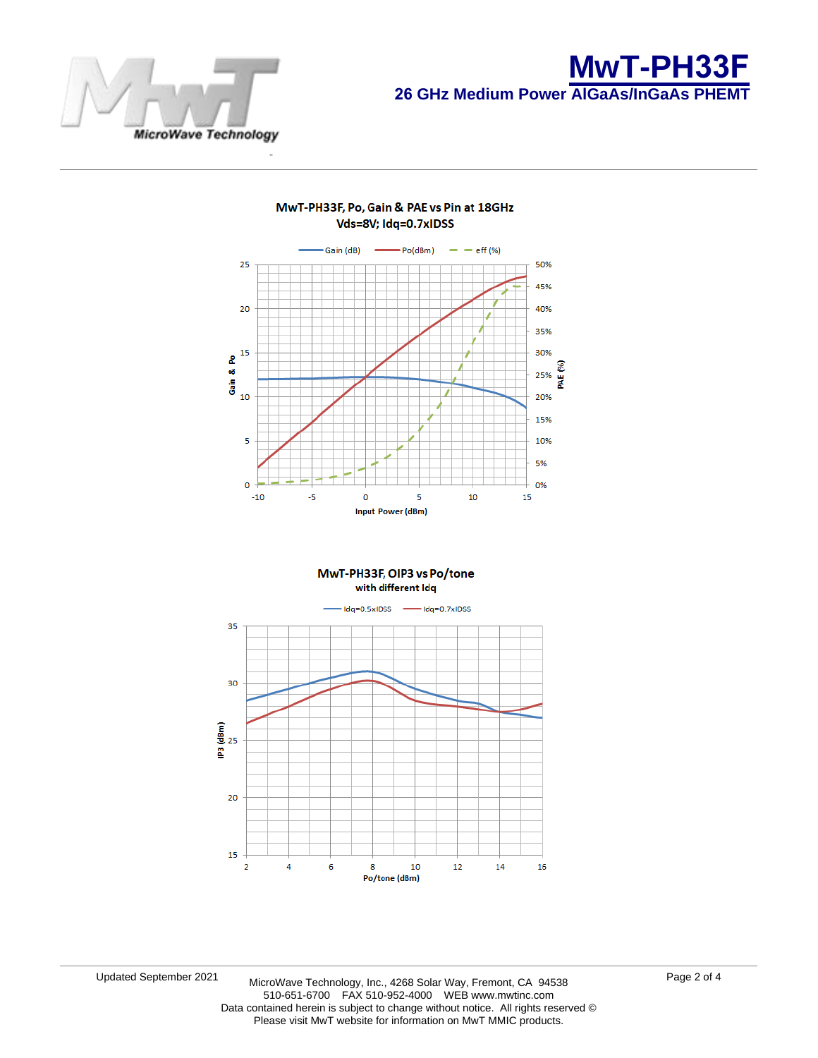# MwT-PH33F

## 26 GHz Medium Power AlGaAs/InGaAs PHEMT

**MwT-PH33F, Po, Gain & PAE vs Pin at 18GHz**
**Vds=8V; Idq=0.7xIDSS**

**MwT-PH33F, OIP3 vs Po/tone**
**with different Idq**

Updated September 2021

MicroWave Technology, Inc., 4268 Solar Way, Fremont, CA 94538
510-651-6700 FAX 510-952-4000 WEB www.mwtinc.com
Data contained herein is subject to change without notice. All rights reserved ©
Please visit MwT website for information on MwT MMIC products.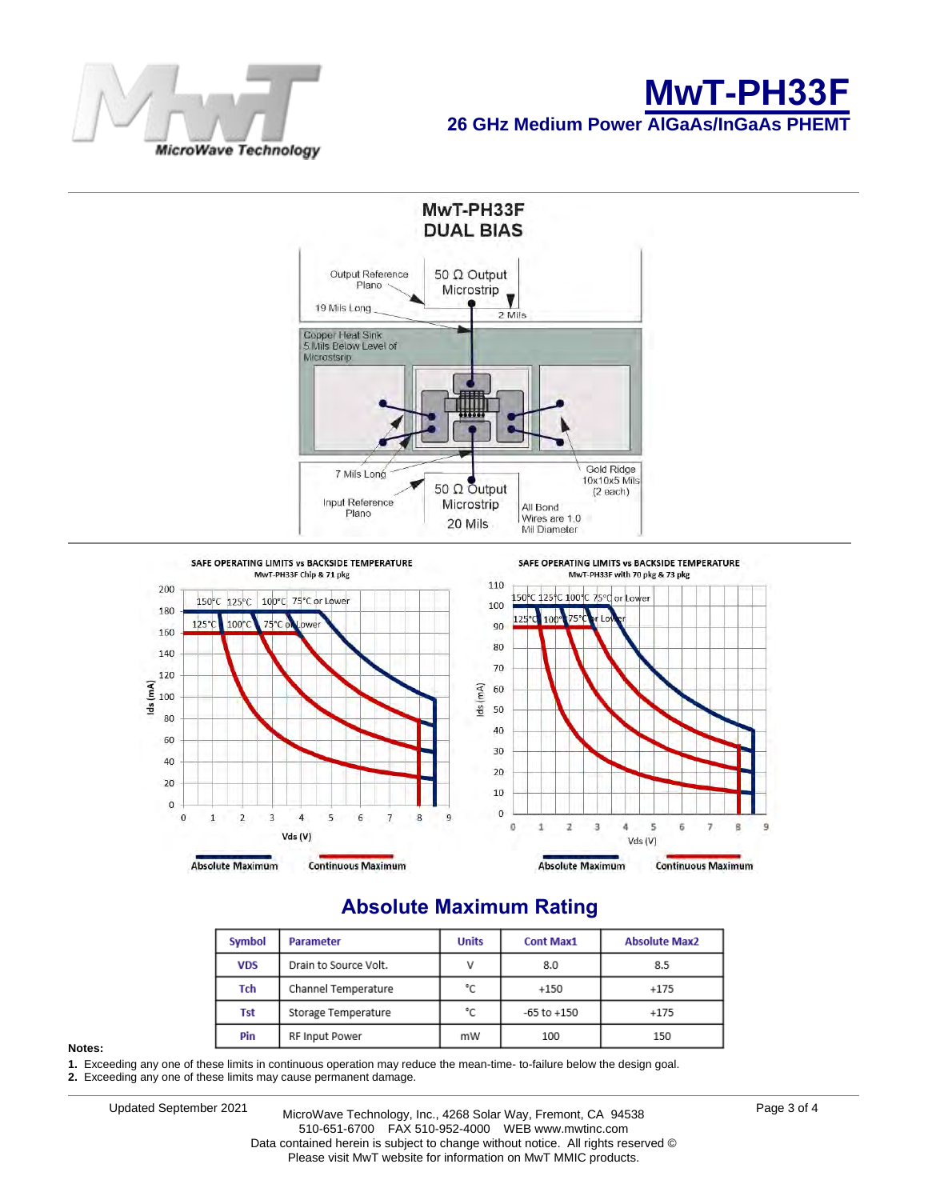# MwT-PH33F

## 26 GHz Medium Power AlGaAs/InGaAs PHEMT

MwT-PH33F
DUAL BIAS

Output Reference Plano
50 Ω Output Microstrip
19 Mils Long
2 Mils
Copper Heat Sink 5 Mils Below Level of Microstsrip
7 Mils Long
Gold Ridge 10x10x5 Mils (2 each)
Input Reference Plano
50 Ω Output Microstrip
20 Mils
All Bond Wires are 1.0 Mil Diameter

SAFE OPERATING LIMITS vs BACKSIDE TEMPERATURE
MwT-PH33F Chip & 71 pkg

SAFE OPERATING LIMITS vs BACKSIDE TEMPERATURE
MwT-PH33F with 70 pkg & 73 pkg

## Absolute Maximum Rating

| Symbol | Parameter | Units | Cont Max1 | Absolute Max2 |
|---|---|---|---|---|
| VDS | Drain to Source Volt. | V | 8.0 | 8.5 |
| Tch | Channel Temperature | °C | +150 | +175 |
| Tst | Storage Temperature | °C | -65 to +150 | +175 |
| Pin | RF Input Power | mW | 100 | 150 |

**Notes:**

1. Exceeding any one of these limits in continuous operation may reduce the mean-time- to-failure below the design goal.
2. Exceeding any one of these limits may cause permanent damage.

Updated September 2021

MicroWave Technology, Inc., 4268 Solar Way, Fremont, CA 94538
510-651-6700 FAX 510-952-4000 WEB www.mwtinc.com
Data contained herein is subject to change without notice. All rights reserved ©
Please visit MwT website for information on MwT MMIC products.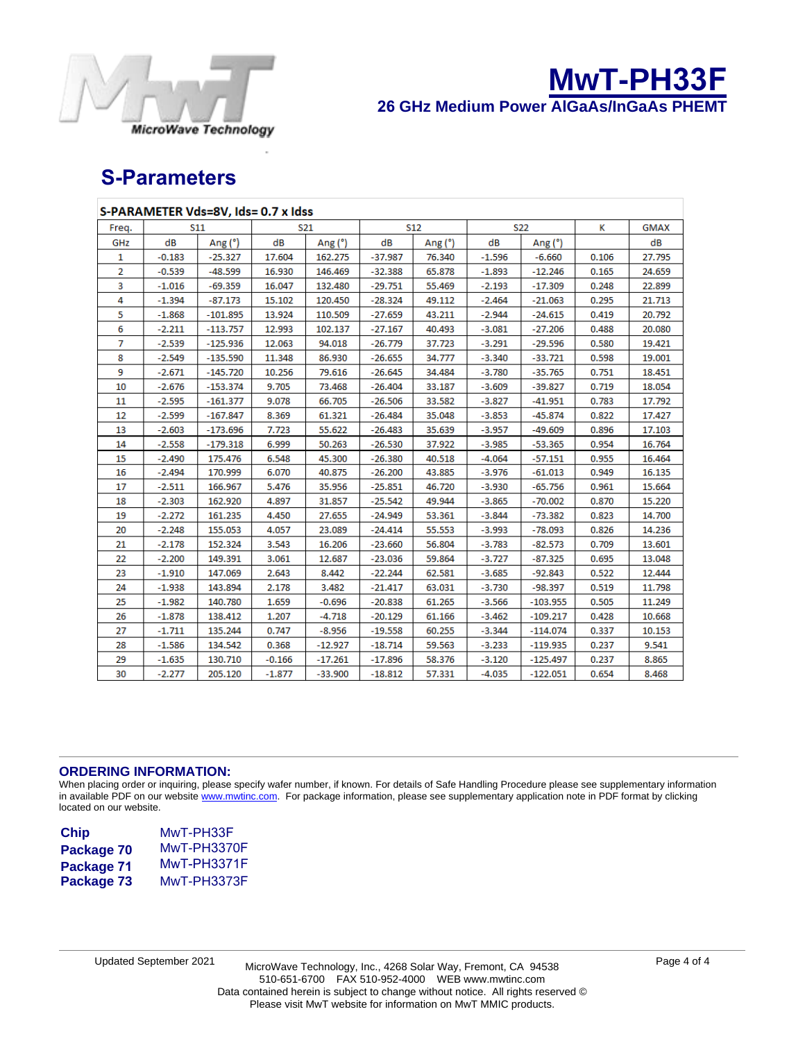# MwT-PH33F

## 26 GHz Medium Power AlGaAs/InGaAs PHEMT

## S-Parameters

**S-PARAMETER Vds=8V, Ids= 0.7 x Idss**

| Freq. | S11 | | S21 | | S12 | | S22 | | K | GMAX |
|---|---|---|---|---|---|---|---|---|---|---|
| GHz | dB | Ang (°) | dB | Ang (°) | dB | Ang (°) | dB | Ang (°) | | dB |
| 1 | -0.183 | -25.327 | 17.604 | 162.275 | -37.987 | 76.340 | -1.596 | -6.660 | 0.106 | 27.795 |
| 2 | -0.539 | -48.599 | 16.930 | 146.469 | -32.388 | 65.878 | -1.893 | -12.246 | 0.165 | 24.659 |
| 3 | -1.016 | -69.359 | 16.047 | 132.480 | -29.751 | 55.469 | -2.193 | -17.309 | 0.248 | 22.899 |
| 4 | -1.394 | -87.173 | 15.102 | 120.450 | -28.324 | 49.112 | -2.464 | -21.063 | 0.295 | 21.713 |
| 5 | -1.868 | -101.895 | 13.924 | 110.509 | -27.659 | 43.211 | -2.944 | -24.615 | 0.419 | 20.792 |
| 6 | -2.211 | -113.757 | 12.993 | 102.137 | -27.167 | 40.493 | -3.081 | -27.206 | 0.488 | 20.080 |
| 7 | -2.539 | -125.936 | 12.063 | 94.018 | -26.779 | 37.723 | -3.291 | -29.596 | 0.580 | 19.421 |
| 8 | -2.549 | -135.590 | 11.348 | 86.930 | -26.655 | 34.777 | -3.340 | -33.721 | 0.598 | 19.001 |
| 9 | -2.671 | -145.720 | 10.256 | 79.616 | -26.645 | 34.484 | -3.780 | -35.765 | 0.751 | 18.451 |
| 10 | -2.676 | -153.374 | 9.705 | 73.468 | -26.404 | 33.187 | -3.609 | -39.827 | 0.719 | 18.054 |
| 11 | -2.595 | -161.377 | 9.078 | 66.705 | -26.506 | 33.582 | -3.827 | -41.951 | 0.783 | 17.792 |
| 12 | -2.599 | -167.847 | 8.369 | 61.321 | -26.484 | 35.048 | -3.853 | -45.874 | 0.822 | 17.427 |
| 13 | -2.603 | -173.696 | 7.723 | 55.622 | -26.483 | 35.639 | -3.957 | -49.609 | 0.896 | 17.103 |
| 14 | -2.558 | -179.318 | 6.999 | 50.263 | -26.530 | 37.922 | -3.985 | -53.365 | 0.954 | 16.764 |
| 15 | -2.490 | 175.476 | 6.548 | 45.300 | -26.380 | 40.518 | -4.064 | -57.151 | 0.955 | 16.464 |
| 16 | -2.494 | 170.999 | 6.070 | 40.875 | -26.200 | 43.885 | -3.976 | -61.013 | 0.949 | 16.135 |
| 17 | -2.511 | 166.967 | 5.476 | 35.956 | -25.851 | 46.720 | -3.930 | -65.756 | 0.961 | 15.664 |
| 18 | -2.303 | 162.920 | 4.897 | 31.857 | -25.542 | 49.944 | -3.865 | -70.002 | 0.870 | 15.220 |
| 19 | -2.272 | 161.235 | 4.450 | 27.655 | -24.949 | 53.361 | -3.844 | -73.382 | 0.823 | 14.700 |
| 20 | -2.248 | 155.053 | 4.057 | 23.089 | -24.414 | 55.553 | -3.993 | -78.093 | 0.826 | 14.236 |
| 21 | -2.178 | 152.324 | 3.543 | 16.206 | -23.660 | 56.804 | -3.783 | -82.573 | 0.709 | 13.601 |
| 22 | -2.200 | 149.391 | 3.061 | 12.687 | -23.036 | 59.864 | -3.727 | -87.325 | 0.695 | 13.048 |
| 23 | -1.910 | 147.069 | 2.643 | 8.442 | -22.244 | 62.581 | -3.685 | -92.843 | 0.522 | 12.444 |
| 24 | -1.938 | 143.894 | 2.178 | 3.482 | -21.417 | 63.031 | -3.730 | -98.397 | 0.519 | 11.798 |
| 25 | -1.982 | 140.780 | 1.659 | -0.696 | -20.838 | 61.265 | -3.566 | -103.955 | 0.505 | 11.249 |
| 26 | -1.878 | 138.412 | 1.207 | -4.718 | -20.129 | 61.166 | -3.462 | -109.217 | 0.428 | 10.668 |
| 27 | -1.711 | 135.244 | 0.747 | -8.956 | -19.558 | 60.255 | -3.344 | -114.074 | 0.337 | 10.153 |
| 28 | -1.586 | 134.542 | 0.368 | -12.927 | -18.714 | 59.563 | -3.233 | -119.935 | 0.237 | 9.541 |
| 29 | -1.635 | 130.710 | -0.166 | -17.261 | -17.896 | 58.376 | -3.120 | -125.497 | 0.237 | 8.865 |
| 30 | -2.277 | 205.120 | -1.877 | -33.900 | -18.812 | 57.331 | -4.035 | -122.051 | 0.654 | 8.468 |

### ORDERING INFORMATION:

When placing order or inquiring, please specify wafer number, if known. For details of Safe Handling Procedure please see supplementary information in available PDF on our website www.mwtinc.com. For package information, please see supplementary application note in PDF format by clicking located on our website.

| | |
|---|---|
| **Chip** | MwT-PH33F |
| **Package 70** | MwT-PH3370F |
| **Package 71** | MwT-PH3371F |
| **Package 73** | MwT-PH3373F |

Updated September 2021

MicroWave Technology, Inc., 4268 Solar Way, Fremont, CA 94538
510-651-6700 FAX 510-952-4000 WEB www.mwtinc.com
Data contained herein is subject to change without notice. All rights reserved ©
Please visit MwT website for information on MwT MMIC products.